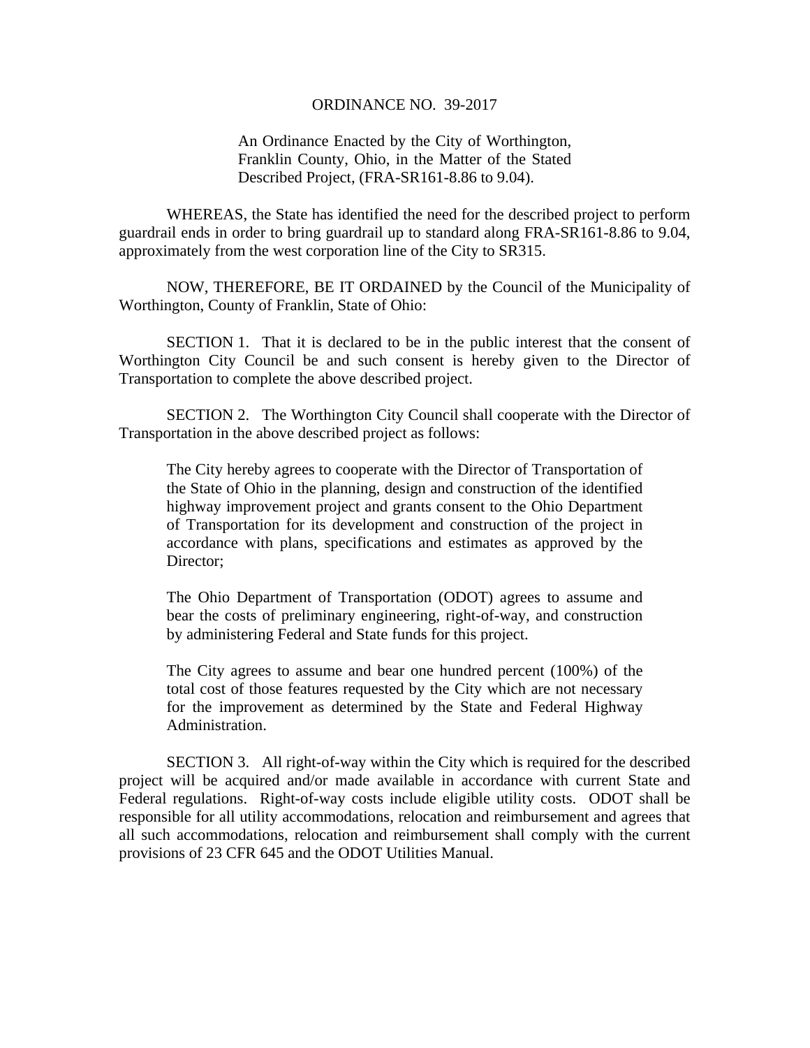# ORDINANCE NO. 39-2017

An Ordinance Enacted by the City of Worthington, Franklin County, Ohio, in the Matter of the Stated Described Project, (FRA-SR161-8.86 to 9.04).

WHEREAS, the State has identified the need for the described project to perform guardrail ends in order to bring guardrail up to standard along FRA-SR161-8.86 to 9.04, approximately from the west corporation line of the City to SR315.

NOW, THEREFORE, BE IT ORDAINED by the Council of the Municipality of Worthington, County of Franklin, State of Ohio:

SECTION 1. That it is declared to be in the public interest that the consent of Worthington City Council be and such consent is hereby given to the Director of Transportation to complete the above described project.

SECTION 2. The Worthington City Council shall cooperate with the Director of Transportation in the above described project as follows:

> The City hereby agrees to cooperate with the Director of Transportation of the State of Ohio in the planning, design and construction of the identified highway improvement project and grants consent to the Ohio Department of Transportation for its development and construction of the project in accordance with plans, specifications and estimates as approved by the Director;
>
> The Ohio Department of Transportation (ODOT) agrees to assume and bear the costs of preliminary engineering, right-of-way, and construction by administering Federal and State funds for this project.
>
> The City agrees to assume and bear one hundred percent (100%) of the total cost of those features requested by the City which are not necessary for the improvement as determined by the State and Federal Highway Administration.

SECTION 3. All right-of-way within the City which is required for the described project will be acquired and/or made available in accordance with current State and Federal regulations. Right-of-way costs include eligible utility costs. ODOT shall be responsible for all utility accommodations, relocation and reimbursement and agrees that all such accommodations, relocation and reimbursement shall comply with the current provisions of 23 CFR 645 and the ODOT Utilities Manual.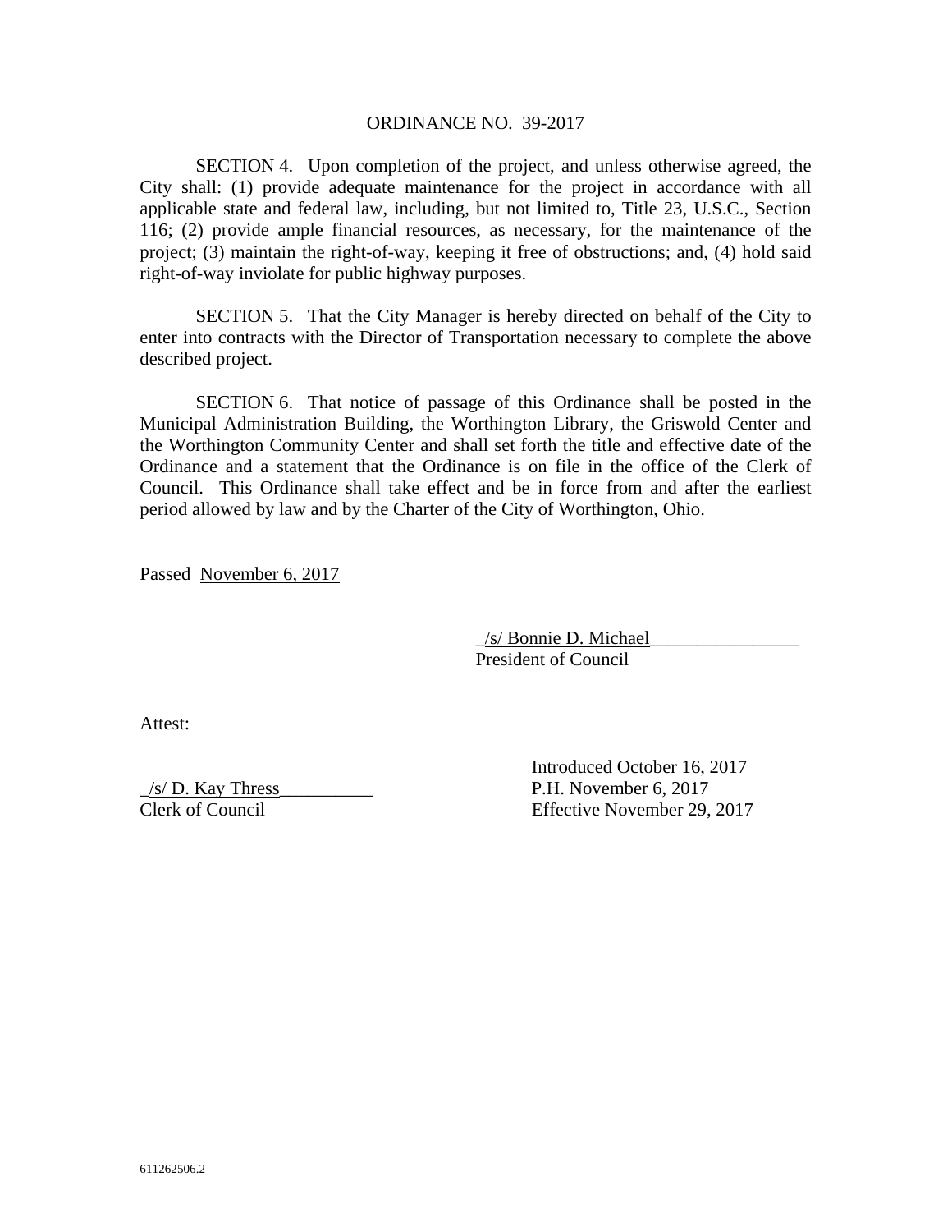ORDINANCE NO. 39-2017

SECTION 4. Upon completion of the project, and unless otherwise agreed, the City shall: (1) provide adequate maintenance for the project in accordance with all applicable state and federal law, including, but not limited to, Title 23, U.S.C., Section 116; (2) provide ample financial resources, as necessary, for the maintenance of the project; (3) maintain the right-of-way, keeping it free of obstructions; and, (4) hold said right-of-way inviolate for public highway purposes.

SECTION 5. That the City Manager is hereby directed on behalf of the City to enter into contracts with the Director of Transportation necessary to complete the above described project.

SECTION 6. That notice of passage of this Ordinance shall be posted in the Municipal Administration Building, the Worthington Library, the Griswold Center and the Worthington Community Center and shall set forth the title and effective date of the Ordinance and a statement that the Ordinance is on file in the office of the Clerk of Council. This Ordinance shall take effect and be in force from and after the earliest period allowed by law and by the Charter of the City of Worthington, Ohio.

Passed November 6, 2017

_/s/ Bonnie D. Michael_______________
President of Council

Attest:

_/s/ D. Kay Thress__________
Clerk of Council

Introduced October 16, 2017
P.H. November 6, 2017
Effective November 29, 2017

611262506.2